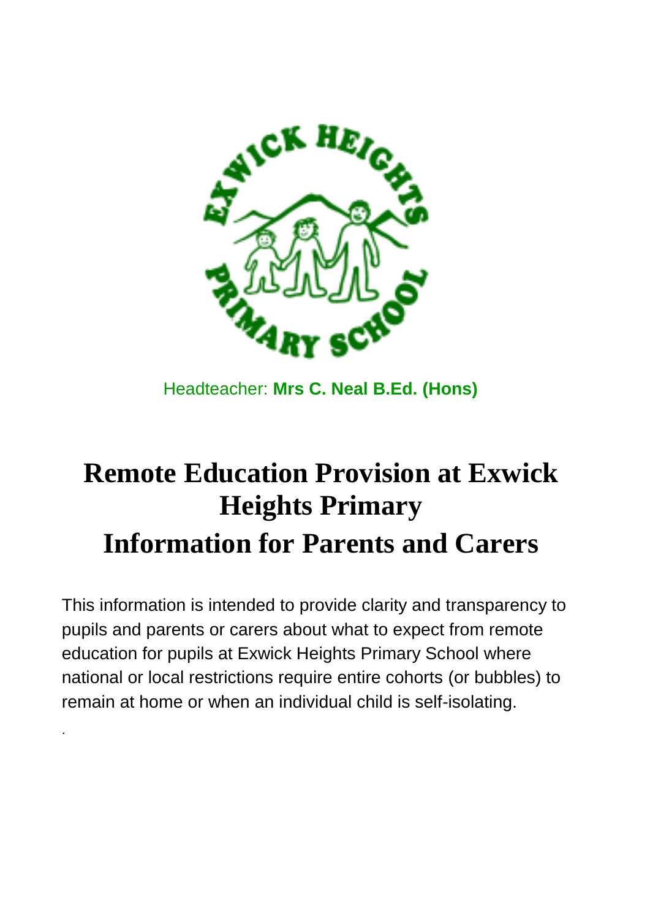Headteacher: **Mrs C. Neal B.Ed. (Hons)**

# Remote Education Provision at Exwick Heights Primary
# Information for Parents and Carers

This information is intended to provide clarity and transparency to pupils and parents or carers about what to expect from remote education for pupils at Exwick Heights Primary School where national or local restrictions require entire cohorts (or bubbles) to remain at home or when an individual child is self-isolating.

.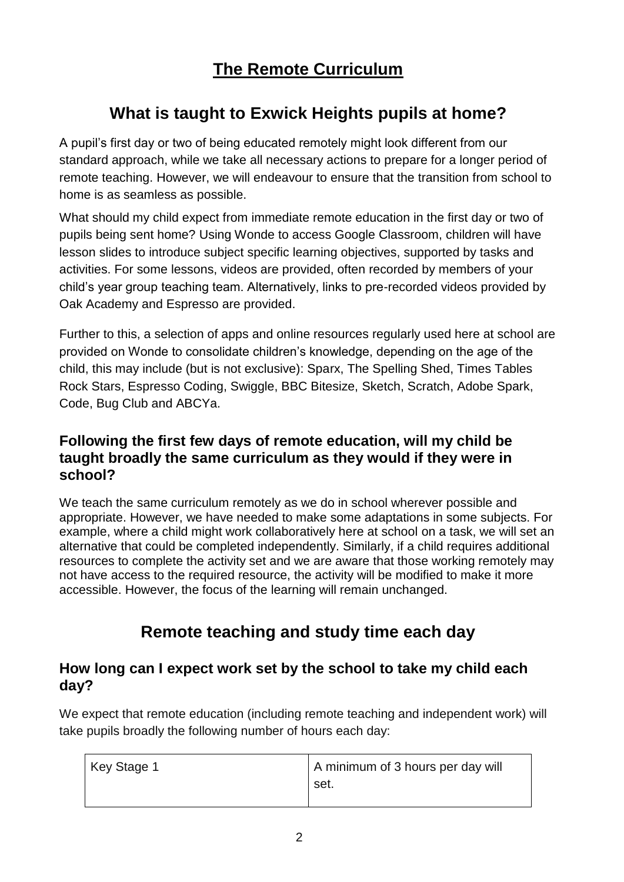# The Remote Curriculum

## What is taught to Exwick Heights pupils at home?

A pupil's first day or two of being educated remotely might look different from our standard approach, while we take all necessary actions to prepare for a longer period of remote teaching. However, we will endeavour to ensure that the transition from school to home is as seamless as possible.

What should my child expect from immediate remote education in the first day or two of pupils being sent home? Using Wonde to access Google Classroom, children will have lesson slides to introduce subject specific learning objectives, supported by tasks and activities. For some lessons, videos are provided, often recorded by members of your child's year group teaching team. Alternatively, links to pre-recorded videos provided by Oak Academy and Espresso are provided.

Further to this, a selection of apps and online resources regularly used here at school are provided on Wonde to consolidate children's knowledge, depending on the age of the child, this may include (but is not exclusive): Sparx, The Spelling Shed, Times Tables Rock Stars, Espresso Coding, Swiggle, BBC Bitesize, Sketch, Scratch, Adobe Spark, Code, Bug Club and ABCYa.

### Following the first few days of remote education, will my child be taught broadly the same curriculum as they would if they were in school?

We teach the same curriculum remotely as we do in school wherever possible and appropriate. However, we have needed to make some adaptations in some subjects. For example, where a child might work collaboratively here at school on a task, we will set an alternative that could be completed independently. Similarly, if a child requires additional resources to complete the activity set and we are aware that those working remotely may not have access to the required resource, the activity will be modified to make it more accessible. However, the focus of the learning will remain unchanged.

## Remote teaching and study time each day

### How long can I expect work set by the school to take my child each day?

We expect that remote education (including remote teaching and independent work) will take pupils broadly the following number of hours each day:

| | |
|---|---|
| Key Stage 1 | A minimum of 3 hours per day will set. |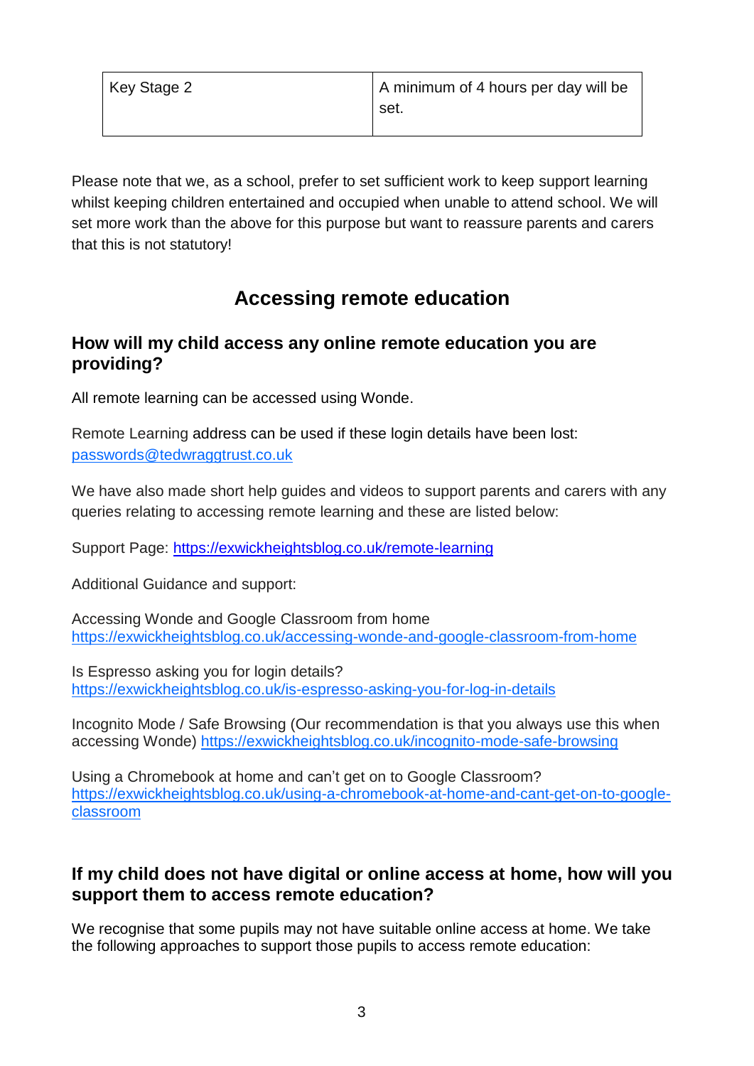| Key Stage 2 | A minimum of 4 hours per day will be set. |
|---|---|

Please note that we, as a school, prefer to set sufficient work to keep support learning whilst keeping children entertained and occupied when unable to attend school. We will set more work than the above for this purpose but want to reassure parents and carers that this is not statutory!

## Accessing remote education

### How will my child access any online remote education you are providing?

All remote learning can be accessed using Wonde.

Remote Learning address can be used if these login details have been lost: passwords@tedwraggtrust.co.uk

We have also made short help guides and videos to support parents and carers with any queries relating to accessing remote learning and these are listed below:

Support Page: https://exwickheightsblog.co.uk/remote-learning

Additional Guidance and support:

Accessing Wonde and Google Classroom from home
https://exwickheightsblog.co.uk/accessing-wonde-and-google-classroom-from-home

Is Espresso asking you for login details?
https://exwickheightsblog.co.uk/is-espresso-asking-you-for-log-in-details

Incognito Mode / Safe Browsing (Our recommendation is that you always use this when accessing Wonde) https://exwickheightsblog.co.uk/incognito-mode-safe-browsing

Using a Chromebook at home and can't get on to Google Classroom?
https://exwickheightsblog.co.uk/using-a-chromebook-at-home-and-cant-get-on-to-google-classroom

### If my child does not have digital or online access at home, how will you support them to access remote education?

We recognise that some pupils may not have suitable online access at home. We take the following approaches to support those pupils to access remote education: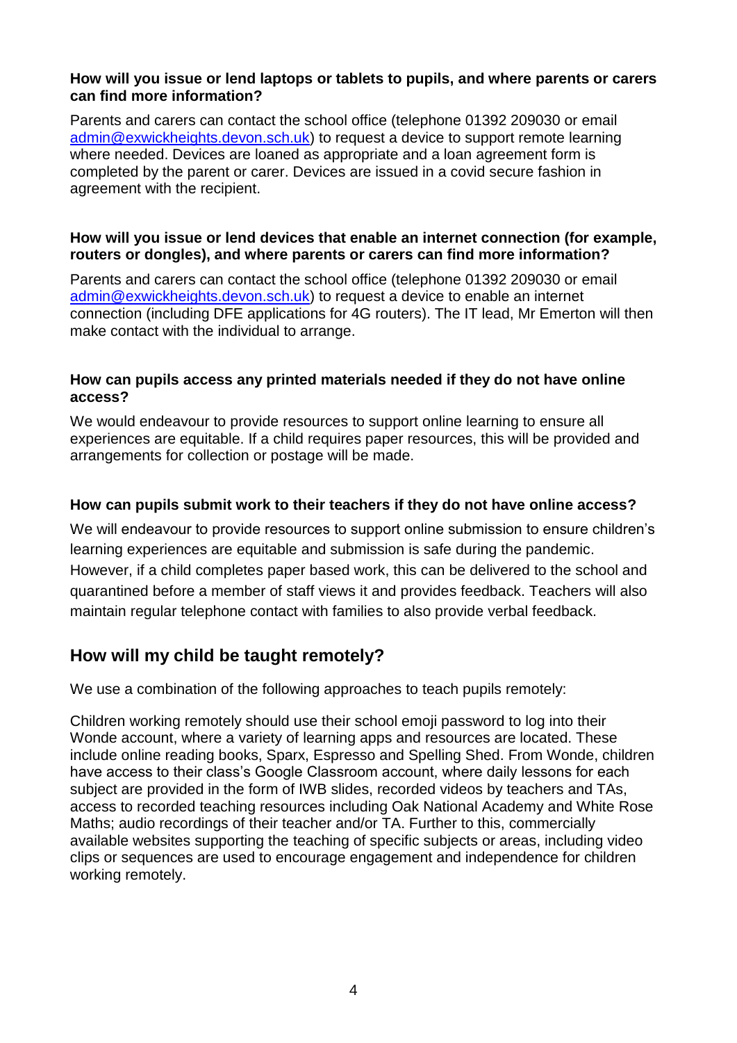**How will you issue or lend laptops or tablets to pupils, and where parents or carers can find more information?**

Parents and carers can contact the school office (telephone 01392 209030 or email admin@exwickheights.devon.sch.uk) to request a device to support remote learning where needed. Devices are loaned as appropriate and a loan agreement form is completed by the parent or carer. Devices are issued in a covid secure fashion in agreement with the recipient.

**How will you issue or lend devices that enable an internet connection (for example, routers or dongles), and where parents or carers can find more information?**

Parents and carers can contact the school office (telephone 01392 209030 or email admin@exwickheights.devon.sch.uk) to request a device to enable an internet connection (including DFE applications for 4G routers). The IT lead, Mr Emerton will then make contact with the individual to arrange.

**How can pupils access any printed materials needed if they do not have online access?**

We would endeavour to provide resources to support online learning to ensure all experiences are equitable. If a child requires paper resources, this will be provided and arrangements for collection or postage will be made.

**How can pupils submit work to their teachers if they do not have online access?**

We will endeavour to provide resources to support online submission to ensure children's learning experiences are equitable and submission is safe during the pandemic. However, if a child completes paper based work, this can be delivered to the school and quarantined before a member of staff views it and provides feedback. Teachers will also maintain regular telephone contact with families to also provide verbal feedback.

## How will my child be taught remotely?

We use a combination of the following approaches to teach pupils remotely:

Children working remotely should use their school emoji password to log into their Wonde account, where a variety of learning apps and resources are located. These include online reading books, Sparx, Espresso and Spelling Shed. From Wonde, children have access to their class's Google Classroom account, where daily lessons for each subject are provided in the form of IWB slides, recorded videos by teachers and TAs, access to recorded teaching resources including Oak National Academy and White Rose Maths; audio recordings of their teacher and/or TA. Further to this, commercially available websites supporting the teaching of specific subjects or areas, including video clips or sequences are used to encourage engagement and independence for children working remotely.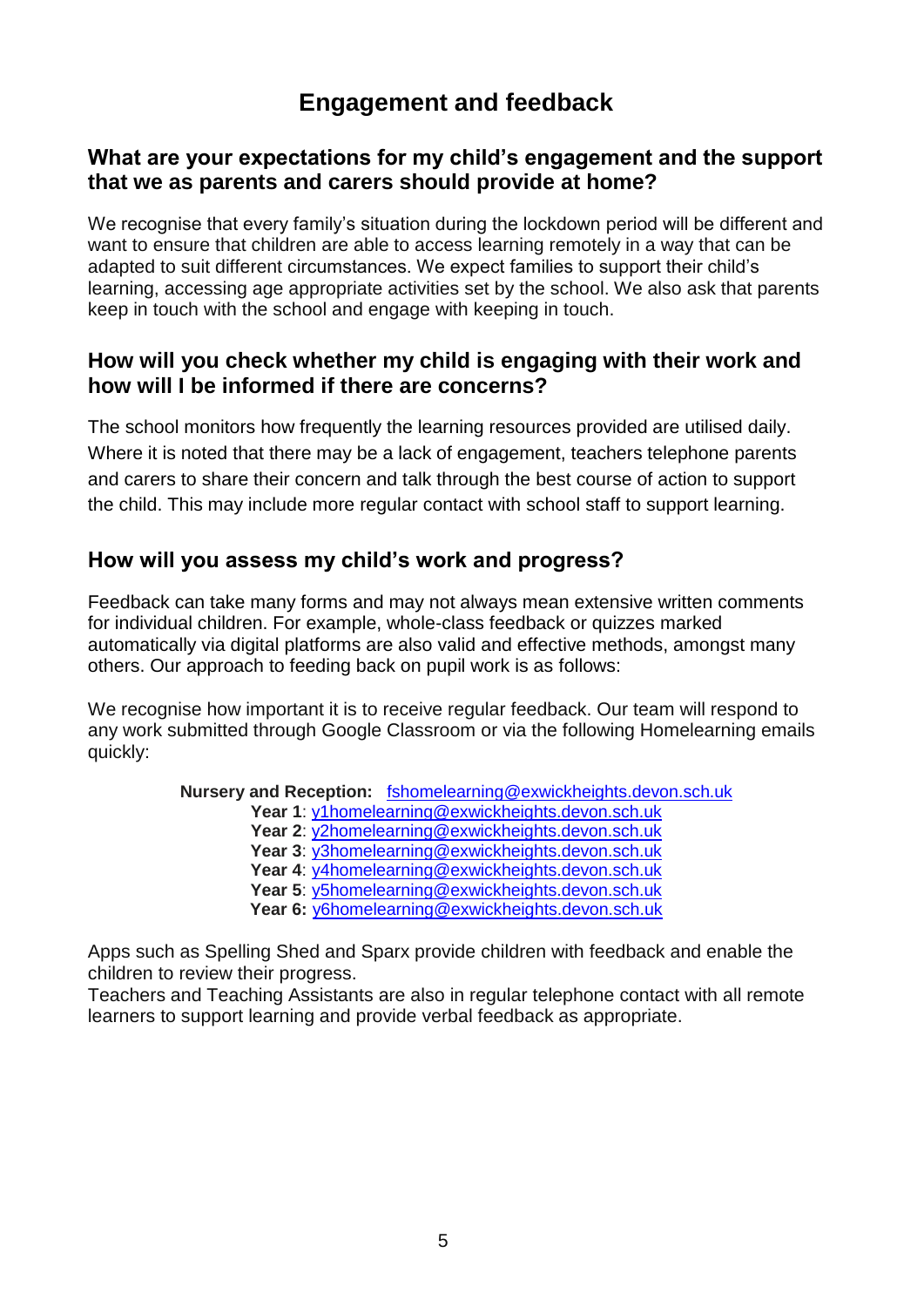# Engagement and feedback

## What are your expectations for my child's engagement and the support that we as parents and carers should provide at home?

We recognise that every family's situation during the lockdown period will be different and want to ensure that children are able to access learning remotely in a way that can be adapted to suit different circumstances. We expect families to support their child's learning, accessing age appropriate activities set by the school. We also ask that parents keep in touch with the school and engage with keeping in touch.

## How will you check whether my child is engaging with their work and how will I be informed if there are concerns?

The school monitors how frequently the learning resources provided are utilised daily. Where it is noted that there may be a lack of engagement, teachers telephone parents and carers to share their concern and talk through the best course of action to support the child. This may include more regular contact with school staff to support learning.

## How will you assess my child's work and progress?

Feedback can take many forms and may not always mean extensive written comments for individual children. For example, whole-class feedback or quizzes marked automatically via digital platforms are also valid and effective methods, amongst many others. Our approach to feeding back on pupil work is as follows:

We recognise how important it is to receive regular feedback. Our team will respond to any work submitted through Google Classroom or via the following Homelearning emails quickly:

**Nursery and Reception:** fshomelearning@exwickheights.devon.sch.uk
**Year 1**: y1homelearning@exwickheights.devon.sch.uk
**Year 2**: y2homelearning@exwickheights.devon.sch.uk
**Year 3**: y3homelearning@exwickheights.devon.sch.uk
**Year 4**: y4homelearning@exwickheights.devon.sch.uk
**Year 5**: y5homelearning@exwickheights.devon.sch.uk
**Year 6:** y6homelearning@exwickheights.devon.sch.uk

Apps such as Spelling Shed and Sparx provide children with feedback and enable the children to review their progress.
Teachers and Teaching Assistants are also in regular telephone contact with all remote learners to support learning and provide verbal feedback as appropriate.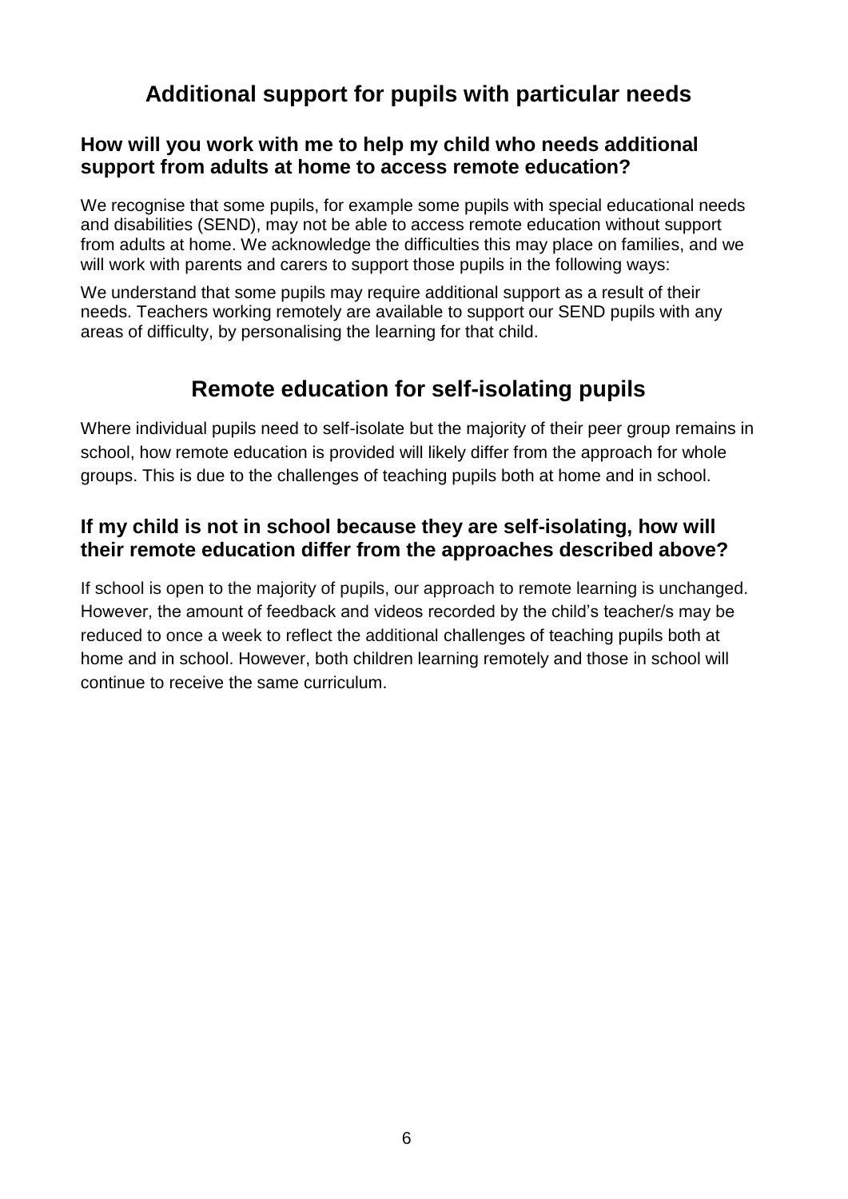## Additional support for pupils with particular needs

### How will you work with me to help my child who needs additional support from adults at home to access remote education?

We recognise that some pupils, for example some pupils with special educational needs and disabilities (SEND), may not be able to access remote education without support from adults at home. We acknowledge the difficulties this may place on families, and we will work with parents and carers to support those pupils in the following ways:

We understand that some pupils may require additional support as a result of their needs. Teachers working remotely are available to support our SEND pupils with any areas of difficulty, by personalising the learning for that child.

## Remote education for self-isolating pupils

Where individual pupils need to self-isolate but the majority of their peer group remains in school, how remote education is provided will likely differ from the approach for whole groups. This is due to the challenges of teaching pupils both at home and in school.

### If my child is not in school because they are self-isolating, how will their remote education differ from the approaches described above?

If school is open to the majority of pupils, our approach to remote learning is unchanged. However, the amount of feedback and videos recorded by the child's teacher/s may be reduced to once a week to reflect the additional challenges of teaching pupils both at home and in school. However, both children learning remotely and those in school will continue to receive the same curriculum.